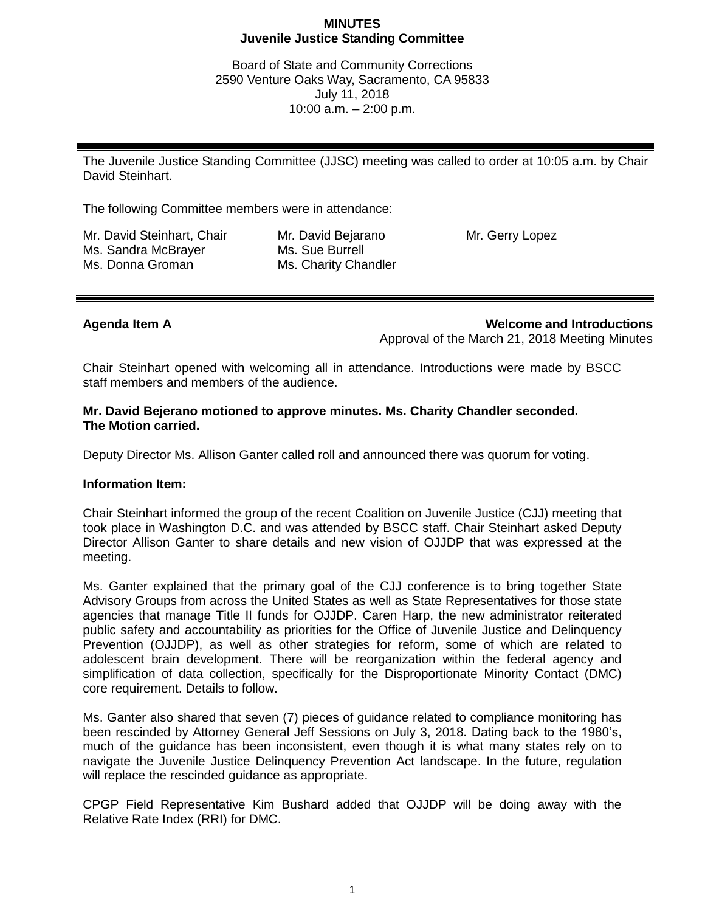**MINUTES**
**Juvenile Justice Standing Committee**

Board of State and Community Corrections
2590 Venture Oaks Way, Sacramento, CA 95833
July 11, 2018
10:00 a.m. – 2:00 p.m.

---

The Juvenile Justice Standing Committee (JJSC) meeting was called to order at 10:05 a.m. by Chair David Steinhart.

The following Committee members were in attendance:

| | | |
|---|---|---|
| Mr. David Steinhart, Chair | Mr. David Bejarano | Mr. Gerry Lopez |
| Ms. Sandra McBrayer | Ms. Sue Burrell | |
| Ms. Donna Groman | Ms. Charity Chandler | |

---

**Agenda Item A** **Welcome and Introductions**
Approval of the March 21, 2018 Meeting Minutes

Chair Steinhart opened with welcoming all in attendance. Introductions were made by BSCC staff members and members of the audience.

**Mr. David Bejerano motioned to approve minutes. Ms. Charity Chandler seconded. The Motion carried.**

Deputy Director Ms. Allison Ganter called roll and announced there was quorum for voting.

**Information Item:**

Chair Steinhart informed the group of the recent Coalition on Juvenile Justice (CJJ) meeting that took place in Washington D.C. and was attended by BSCC staff. Chair Steinhart asked Deputy Director Allison Ganter to share details and new vision of OJJDP that was expressed at the meeting.

Ms. Ganter explained that the primary goal of the CJJ conference is to bring together State Advisory Groups from across the United States as well as State Representatives for those state agencies that manage Title II funds for OJJDP. Caren Harp, the new administrator reiterated public safety and accountability as priorities for the Office of Juvenile Justice and Delinquency Prevention (OJJDP), as well as other strategies for reform, some of which are related to adolescent brain development. There will be reorganization within the federal agency and simplification of data collection, specifically for the Disproportionate Minority Contact (DMC) core requirement. Details to follow.

Ms. Ganter also shared that seven (7) pieces of guidance related to compliance monitoring has been rescinded by Attorney General Jeff Sessions on July 3, 2018. Dating back to the 1980's, much of the guidance has been inconsistent, even though it is what many states rely on to navigate the Juvenile Justice Delinquency Prevention Act landscape. In the future, regulation will replace the rescinded guidance as appropriate.

CPGP Field Representative Kim Bushard added that OJJDP will be doing away with the Relative Rate Index (RRI) for DMC.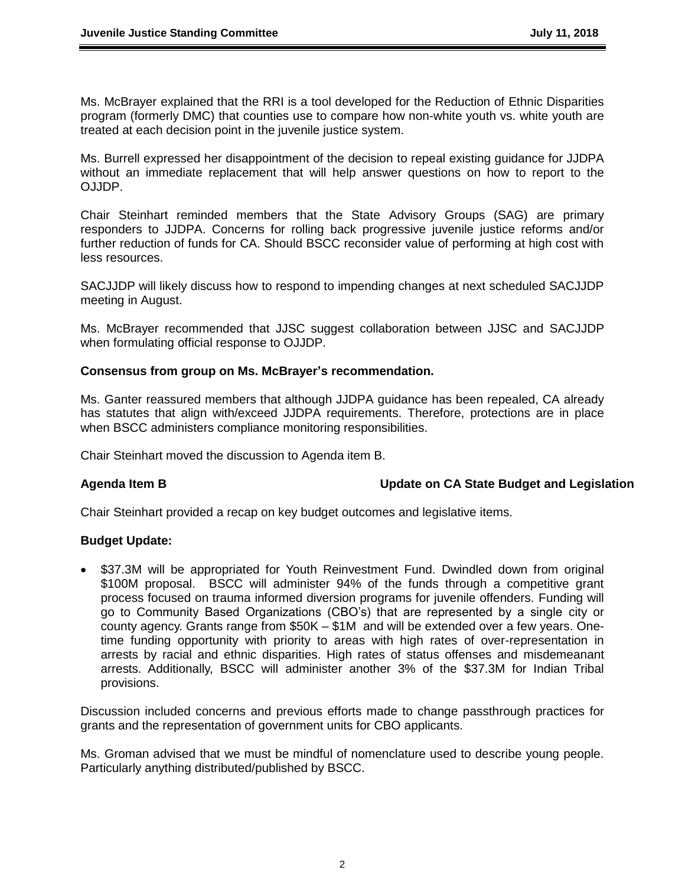Ms. McBrayer explained that the RRI is a tool developed for the Reduction of Ethnic Disparities program (formerly DMC) that counties use to compare how non-white youth vs. white youth are treated at each decision point in the juvenile justice system.

Ms. Burrell expressed her disappointment of the decision to repeal existing guidance for JJDPA without an immediate replacement that will help answer questions on how to report to the OJJDP.

Chair Steinhart reminded members that the State Advisory Groups (SAG) are primary responders to JJDPA. Concerns for rolling back progressive juvenile justice reforms and/or further reduction of funds for CA. Should BSCC reconsider value of performing at high cost with less resources.

SACJJDP will likely discuss how to respond to impending changes at next scheduled SACJJDP meeting in August.

Ms. McBrayer recommended that JJSC suggest collaboration between JJSC and SACJJDP when formulating official response to OJJDP.

**Consensus from group on Ms. McBrayer's recommendation.**

Ms. Ganter reassured members that although JJDPA guidance has been repealed, CA already has statutes that align with/exceed JJDPA requirements. Therefore, protections are in place when BSCC administers compliance monitoring responsibilities.

Chair Steinhart moved the discussion to Agenda item B.

**Agenda Item B** **Update on CA State Budget and Legislation**

Chair Steinhart provided a recap on key budget outcomes and legislative items.

**Budget Update:**

- $37.3M will be appropriated for Youth Reinvestment Fund. Dwindled down from original $100M proposal. BSCC will administer 94% of the funds through a competitive grant process focused on trauma informed diversion programs for juvenile offenders. Funding will go to Community Based Organizations (CBO's) that are represented by a single city or county agency. Grants range from $50K – $1M and will be extended over a few years. One-time funding opportunity with priority to areas with high rates of over-representation in arrests by racial and ethnic disparities. High rates of status offenses and misdemeanant arrests. Additionally, BSCC will administer another 3% of the $37.3M for Indian Tribal provisions.

Discussion included concerns and previous efforts made to change passthrough practices for grants and the representation of government units for CBO applicants.

Ms. Groman advised that we must be mindful of nomenclature used to describe young people. Particularly anything distributed/published by BSCC.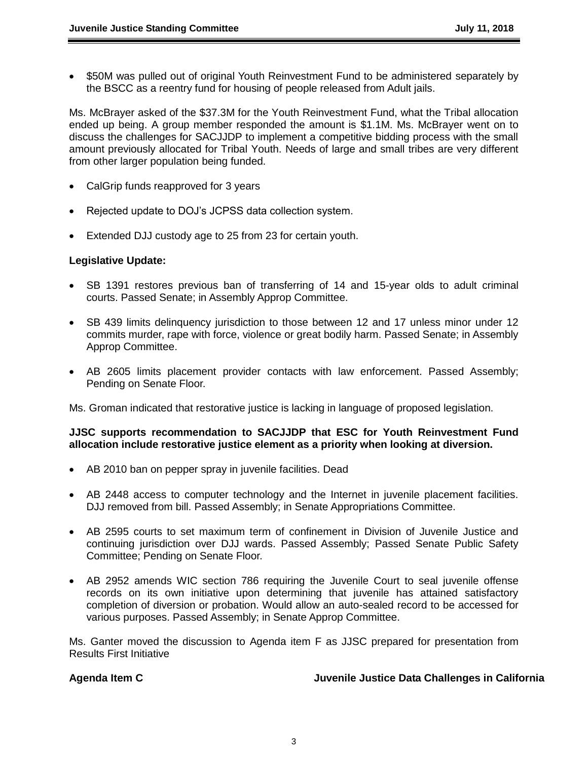- $50M was pulled out of original Youth Reinvestment Fund to be administered separately by the BSCC as a reentry fund for housing of people released from Adult jails.

Ms. McBrayer asked of the $37.3M for the Youth Reinvestment Fund, what the Tribal allocation ended up being. A group member responded the amount is $1.1M. Ms. McBrayer went on to discuss the challenges for SACJJDP to implement a competitive bidding process with the small amount previously allocated for Tribal Youth. Needs of large and small tribes are very different from other larger population being funded.

- CalGrip funds reapproved for 3 years
- Rejected update to DOJ's JCPSS data collection system.
- Extended DJJ custody age to 25 from 23 for certain youth.

**Legislative Update:**

- SB 1391 restores previous ban of transferring of 14 and 15-year olds to adult criminal courts. Passed Senate; in Assembly Approp Committee.
- SB 439 limits delinquency jurisdiction to those between 12 and 17 unless minor under 12 commits murder, rape with force, violence or great bodily harm. Passed Senate; in Assembly Approp Committee.
- AB 2605 limits placement provider contacts with law enforcement. Passed Assembly; Pending on Senate Floor.

Ms. Groman indicated that restorative justice is lacking in language of proposed legislation.

**JJSC supports recommendation to SACJJDP that ESC for Youth Reinvestment Fund allocation include restorative justice element as a priority when looking at diversion.**

- AB 2010 ban on pepper spray in juvenile facilities. Dead
- AB 2448 access to computer technology and the Internet in juvenile placement facilities. DJJ removed from bill. Passed Assembly; in Senate Appropriations Committee.
- AB 2595 courts to set maximum term of confinement in Division of Juvenile Justice and continuing jurisdiction over DJJ wards. Passed Assembly; Passed Senate Public Safety Committee; Pending on Senate Floor.
- AB 2952 amends WIC section 786 requiring the Juvenile Court to seal juvenile offense records on its own initiative upon determining that juvenile has attained satisfactory completion of diversion or probation. Would allow an auto-sealed record to be accessed for various purposes. Passed Assembly; in Senate Approp Committee.

Ms. Ganter moved the discussion to Agenda item F as JJSC prepared for presentation from Results First Initiative

**Agenda Item C** **Juvenile Justice Data Challenges in California**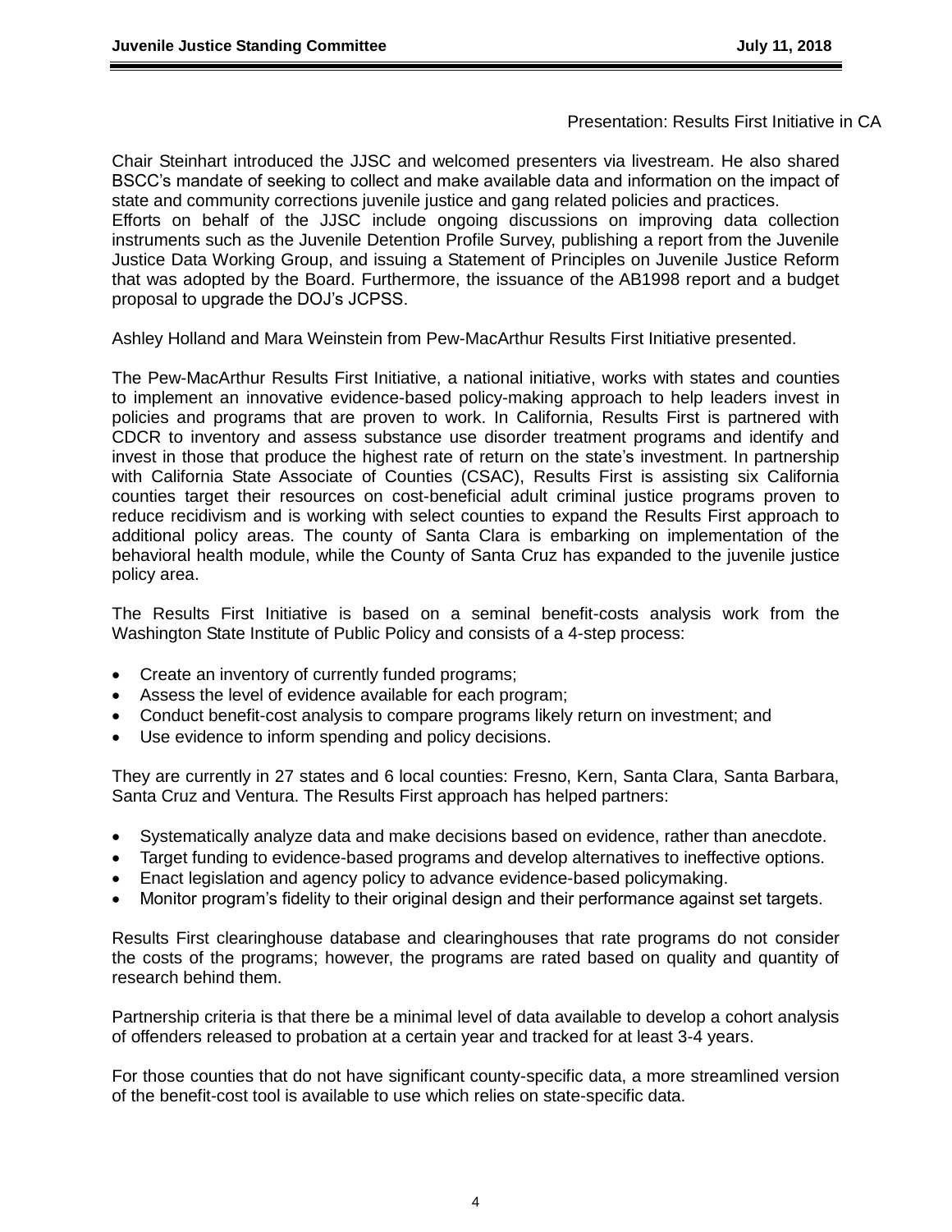Presentation: Results First Initiative in CA

Chair Steinhart introduced the JJSC and welcomed presenters via livestream. He also shared BSCC's mandate of seeking to collect and make available data and information on the impact of state and community corrections juvenile justice and gang related policies and practices.
Efforts on behalf of the JJSC include ongoing discussions on improving data collection instruments such as the Juvenile Detention Profile Survey, publishing a report from the Juvenile Justice Data Working Group, and issuing a Statement of Principles on Juvenile Justice Reform that was adopted by the Board. Furthermore, the issuance of the AB1998 report and a budget proposal to upgrade the DOJ's JCPSS.

Ashley Holland and Mara Weinstein from Pew-MacArthur Results First Initiative presented.

The Pew-MacArthur Results First Initiative, a national initiative, works with states and counties to implement an innovative evidence-based policy-making approach to help leaders invest in policies and programs that are proven to work. In California, Results First is partnered with CDCR to inventory and assess substance use disorder treatment programs and identify and invest in those that produce the highest rate of return on the state's investment. In partnership with California State Associate of Counties (CSAC), Results First is assisting six California counties target their resources on cost-beneficial adult criminal justice programs proven to reduce recidivism and is working with select counties to expand the Results First approach to additional policy areas. The county of Santa Clara is embarking on implementation of the behavioral health module, while the County of Santa Cruz has expanded to the juvenile justice policy area.

The Results First Initiative is based on a seminal benefit-costs analysis work from the Washington State Institute of Public Policy and consists of a 4-step process:

- Create an inventory of currently funded programs;
- Assess the level of evidence available for each program;
- Conduct benefit-cost analysis to compare programs likely return on investment; and
- Use evidence to inform spending and policy decisions.

They are currently in 27 states and 6 local counties: Fresno, Kern, Santa Clara, Santa Barbara, Santa Cruz and Ventura. The Results First approach has helped partners:

- Systematically analyze data and make decisions based on evidence, rather than anecdote.
- Target funding to evidence-based programs and develop alternatives to ineffective options.
- Enact legislation and agency policy to advance evidence-based policymaking.
- Monitor program's fidelity to their original design and their performance against set targets.

Results First clearinghouse database and clearinghouses that rate programs do not consider the costs of the programs; however, the programs are rated based on quality and quantity of research behind them.

Partnership criteria is that there be a minimal level of data available to develop a cohort analysis of offenders released to probation at a certain year and tracked for at least 3-4 years.

For those counties that do not have significant county-specific data, a more streamlined version of the benefit-cost tool is available to use which relies on state-specific data.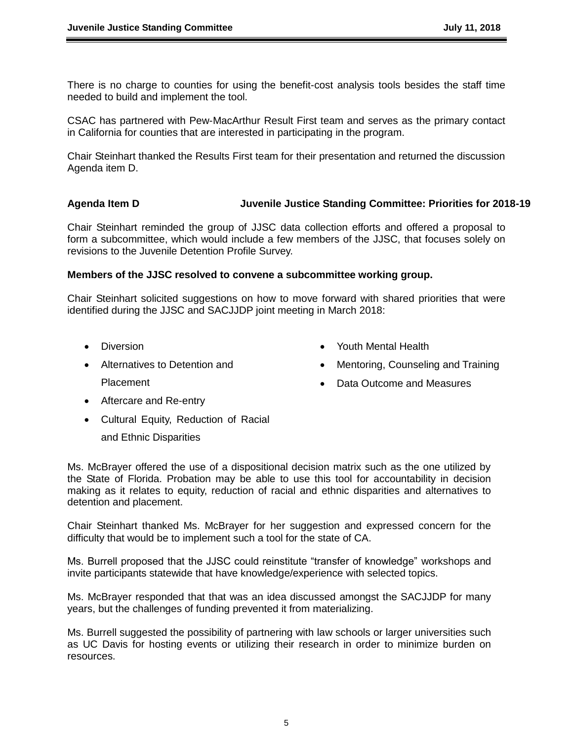There is no charge to counties for using the benefit-cost analysis tools besides the staff time needed to build and implement the tool.

CSAC has partnered with Pew-MacArthur Result First team and serves as the primary contact in California for counties that are interested in participating in the program.

Chair Steinhart thanked the Results First team for their presentation and returned the discussion Agenda item D.

## Agenda Item D — Juvenile Justice Standing Committee: Priorities for 2018-19

Chair Steinhart reminded the group of JJSC data collection efforts and offered a proposal to form a subcommittee, which would include a few members of the JJSC, that focuses solely on revisions to the Juvenile Detention Profile Survey.

**Members of the JJSC resolved to convene a subcommittee working group.**

Chair Steinhart solicited suggestions on how to move forward with shared priorities that were identified during the JJSC and SACJJDP joint meeting in March 2018:

- Diversion
- Alternatives to Detention and Placement
- Aftercare and Re-entry
- Cultural Equity, Reduction of Racial and Ethnic Disparities
- Youth Mental Health
- Mentoring, Counseling and Training
- Data Outcome and Measures

Ms. McBrayer offered the use of a dispositional decision matrix such as the one utilized by the State of Florida. Probation may be able to use this tool for accountability in decision making as it relates to equity, reduction of racial and ethnic disparities and alternatives to detention and placement.

Chair Steinhart thanked Ms. McBrayer for her suggestion and expressed concern for the difficulty that would be to implement such a tool for the state of CA.

Ms. Burrell proposed that the JJSC could reinstitute "transfer of knowledge" workshops and invite participants statewide that have knowledge/experience with selected topics.

Ms. McBrayer responded that that was an idea discussed amongst the SACJJDP for many years, but the challenges of funding prevented it from materializing.

Ms. Burrell suggested the possibility of partnering with law schools or larger universities such as UC Davis for hosting events or utilizing their research in order to minimize burden on resources.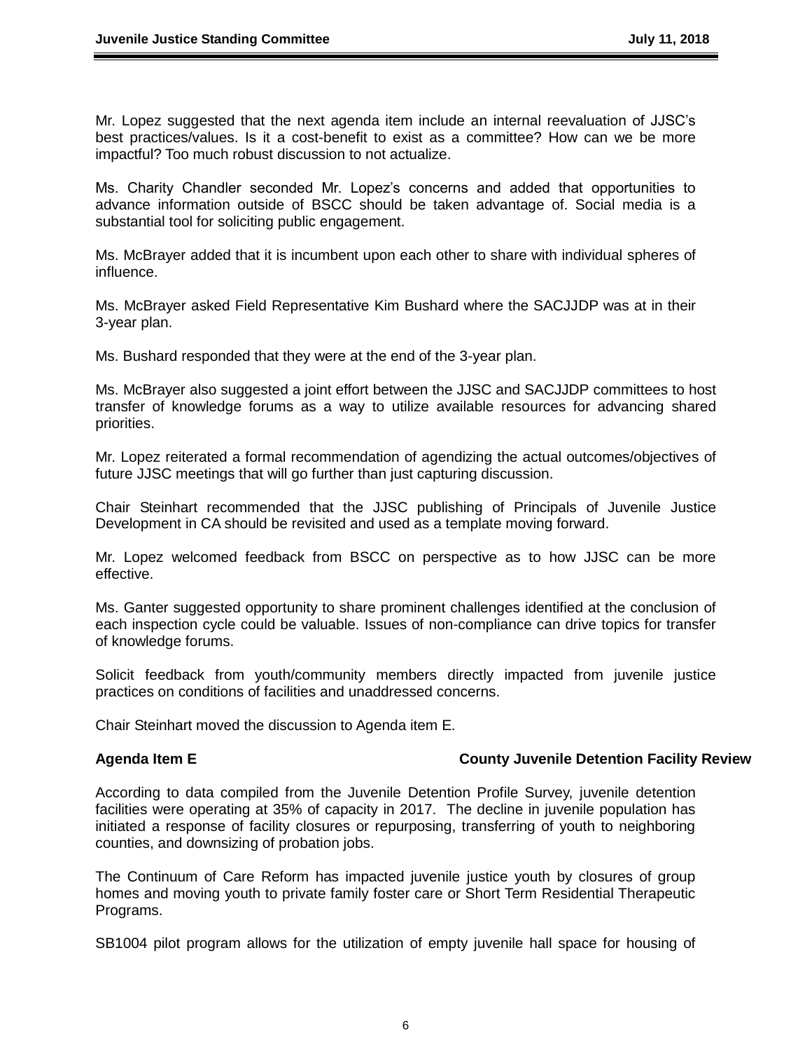Mr. Lopez suggested that the next agenda item include an internal reevaluation of JJSC's best practices/values. Is it a cost-benefit to exist as a committee? How can we be more impactful? Too much robust discussion to not actualize.

Ms. Charity Chandler seconded Mr. Lopez's concerns and added that opportunities to advance information outside of BSCC should be taken advantage of. Social media is a substantial tool for soliciting public engagement.

Ms. McBrayer added that it is incumbent upon each other to share with individual spheres of influence.

Ms. McBrayer asked Field Representative Kim Bushard where the SACJJDP was at in their 3-year plan.

Ms. Bushard responded that they were at the end of the 3-year plan.

Ms. McBrayer also suggested a joint effort between the JJSC and SACJJDP committees to host transfer of knowledge forums as a way to utilize available resources for advancing shared priorities.

Mr. Lopez reiterated a formal recommendation of agendizing the actual outcomes/objectives of future JJSC meetings that will go further than just capturing discussion.

Chair Steinhart recommended that the JJSC publishing of Principals of Juvenile Justice Development in CA should be revisited and used as a template moving forward.

Mr. Lopez welcomed feedback from BSCC on perspective as to how JJSC can be more effective.

Ms. Ganter suggested opportunity to share prominent challenges identified at the conclusion of each inspection cycle could be valuable. Issues of non-compliance can drive topics for transfer of knowledge forums.

Solicit feedback from youth/community members directly impacted from juvenile justice practices on conditions of facilities and unaddressed concerns.

Chair Steinhart moved the discussion to Agenda item E.

**Agenda Item E** **County Juvenile Detention Facility Review**

According to data compiled from the Juvenile Detention Profile Survey, juvenile detention facilities were operating at 35% of capacity in 2017. The decline in juvenile population has initiated a response of facility closures or repurposing, transferring of youth to neighboring counties, and downsizing of probation jobs.

The Continuum of Care Reform has impacted juvenile justice youth by closures of group homes and moving youth to private family foster care or Short Term Residential Therapeutic Programs.

SB1004 pilot program allows for the utilization of empty juvenile hall space for housing of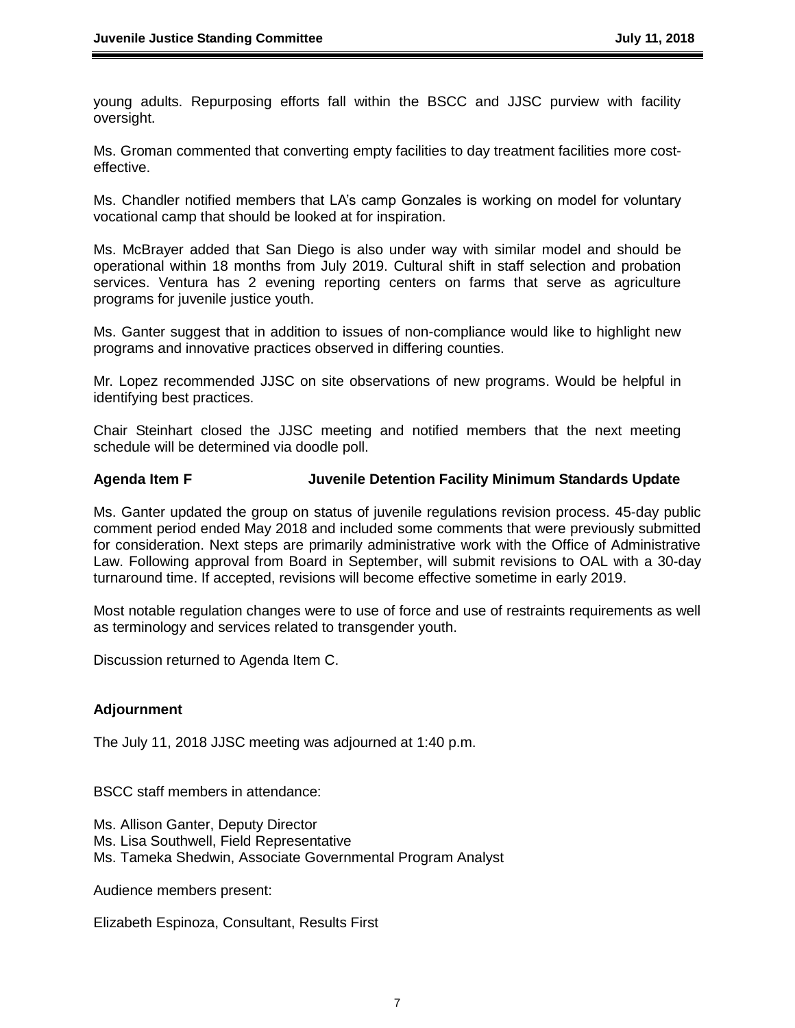young adults. Repurposing efforts fall within the BSCC and JJSC purview with facility oversight.

Ms. Groman commented that converting empty facilities to day treatment facilities more cost-effective.

Ms. Chandler notified members that LA's camp Gonzales is working on model for voluntary vocational camp that should be looked at for inspiration.

Ms. McBrayer added that San Diego is also under way with similar model and should be operational within 18 months from July 2019. Cultural shift in staff selection and probation services. Ventura has 2 evening reporting centers on farms that serve as agriculture programs for juvenile justice youth.

Ms. Ganter suggest that in addition to issues of non-compliance would like to highlight new programs and innovative practices observed in differing counties.

Mr. Lopez recommended JJSC on site observations of new programs. Would be helpful in identifying best practices.

Chair Steinhart closed the JJSC meeting and notified members that the next meeting schedule will be determined via doodle poll.

**Agenda Item F — Juvenile Detention Facility Minimum Standards Update**

Ms. Ganter updated the group on status of juvenile regulations revision process. 45-day public comment period ended May 2018 and included some comments that were previously submitted for consideration. Next steps are primarily administrative work with the Office of Administrative Law. Following approval from Board in September, will submit revisions to OAL with a 30-day turnaround time. If accepted, revisions will become effective sometime in early 2019.

Most notable regulation changes were to use of force and use of restraints requirements as well as terminology and services related to transgender youth.

Discussion returned to Agenda Item C.

**Adjournment**

The July 11, 2018 JJSC meeting was adjourned at 1:40 p.m.

BSCC staff members in attendance:

Ms. Allison Ganter, Deputy Director
Ms. Lisa Southwell, Field Representative
Ms. Tameka Shedwin, Associate Governmental Program Analyst

Audience members present:

Elizabeth Espinoza, Consultant, Results First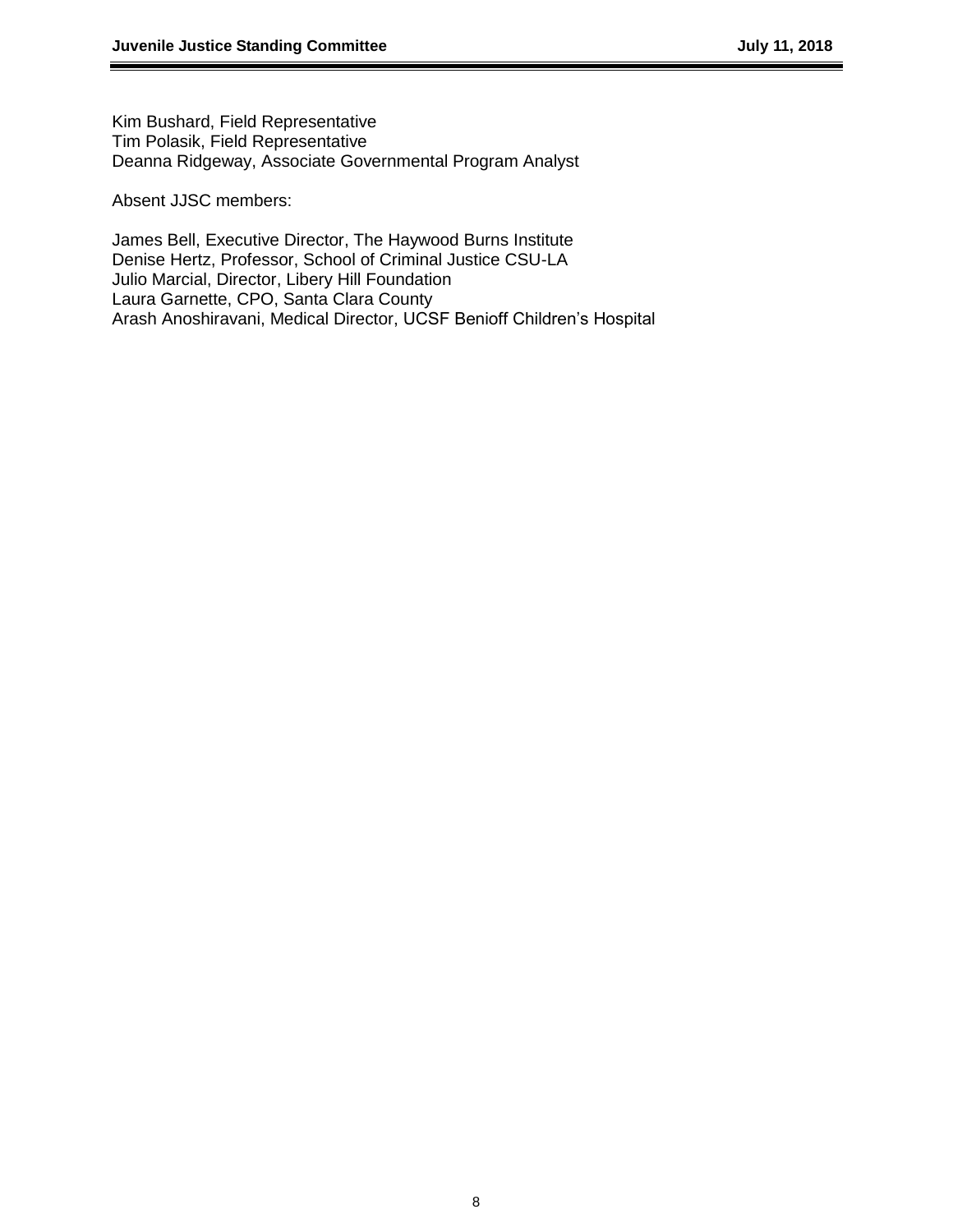Kim Bushard, Field Representative
Tim Polasik, Field Representative
Deanna Ridgeway, Associate Governmental Program Analyst

Absent JJSC members:

James Bell, Executive Director, The Haywood Burns Institute
Denise Hertz, Professor, School of Criminal Justice CSU-LA
Julio Marcial, Director, Libery Hill Foundation
Laura Garnette, CPO, Santa Clara County
Arash Anoshiravani, Medical Director, UCSF Benioff Children's Hospital